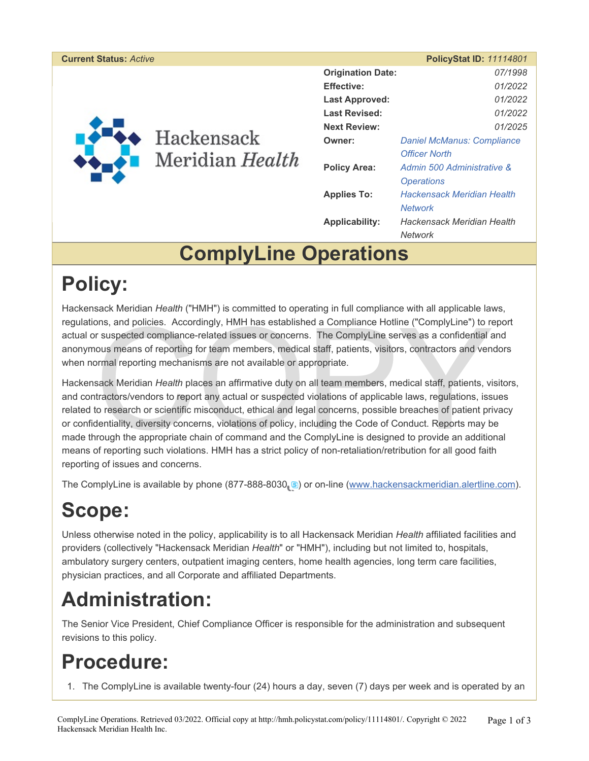**Current Status:** *Active* **PolicyStat ID:** *11114801*

Hackensack Meridian *Health*

| | |
|---|---|
| **Origination Date:** | *07/1998* |
| **Effective:** | *01/2022* |
| **Last Approved:** | *01/2022* |
| **Last Revised:** | *01/2022* |
| **Next Review:** | *01/2025* |
| **Owner:** | *Daniel McManus: Compliance Officer North* |
| **Policy Area:** | *Admin 500 Administrative & Operations* |
| **Applies To:** | *Hackensack Meridian Health Network* |
| **Applicability:** | *Hackensack Meridian Health Network* |

# ComplyLine Operations

## Policy:

Hackensack Meridian *Health* ("HMH") is committed to operating in full compliance with all applicable laws, regulations, and policies. Accordingly, HMH has established a Compliance Hotline ("ComplyLine") to report actual or suspected compliance-related issues or concerns. The ComplyLine serves as a confidential and anonymous means of reporting for team members, medical staff, patients, visitors, contractors and vendors when normal reporting mechanisms are not available or appropriate.

Hackensack Meridian *Health* places an affirmative duty on all team members, medical staff, patients, visitors, and contractors/vendors to report any actual or suspected violations of applicable laws, regulations, issues related to research or scientific misconduct, ethical and legal concerns, possible breaches of patient privacy or confidentiality, diversity concerns, violations of policy, including the Code of Conduct. Reports may be made through the appropriate chain of command and the ComplyLine is designed to provide an additional means of reporting such violations. HMH has a strict policy of non-retaliation/retribution for all good faith reporting of issues and concerns.

The ComplyLine is available by phone (877-888-8030) or on-line (www.hackensackmeridian.alertline.com).

## Scope:

Unless otherwise noted in the policy, applicability is to all Hackensack Meridian *Health* affiliated facilities and providers (collectively "Hackensack Meridian *Health*" or "HMH"), including but not limited to, hospitals, ambulatory surgery centers, outpatient imaging centers, home health agencies, long term care facilities, physician practices, and all Corporate and affiliated Departments.

## Administration:

The Senior Vice President, Chief Compliance Officer is responsible for the administration and subsequent revisions to this policy.

## Procedure:

1. The ComplyLine is available twenty-four (24) hours a day, seven (7) days per week and is operated by an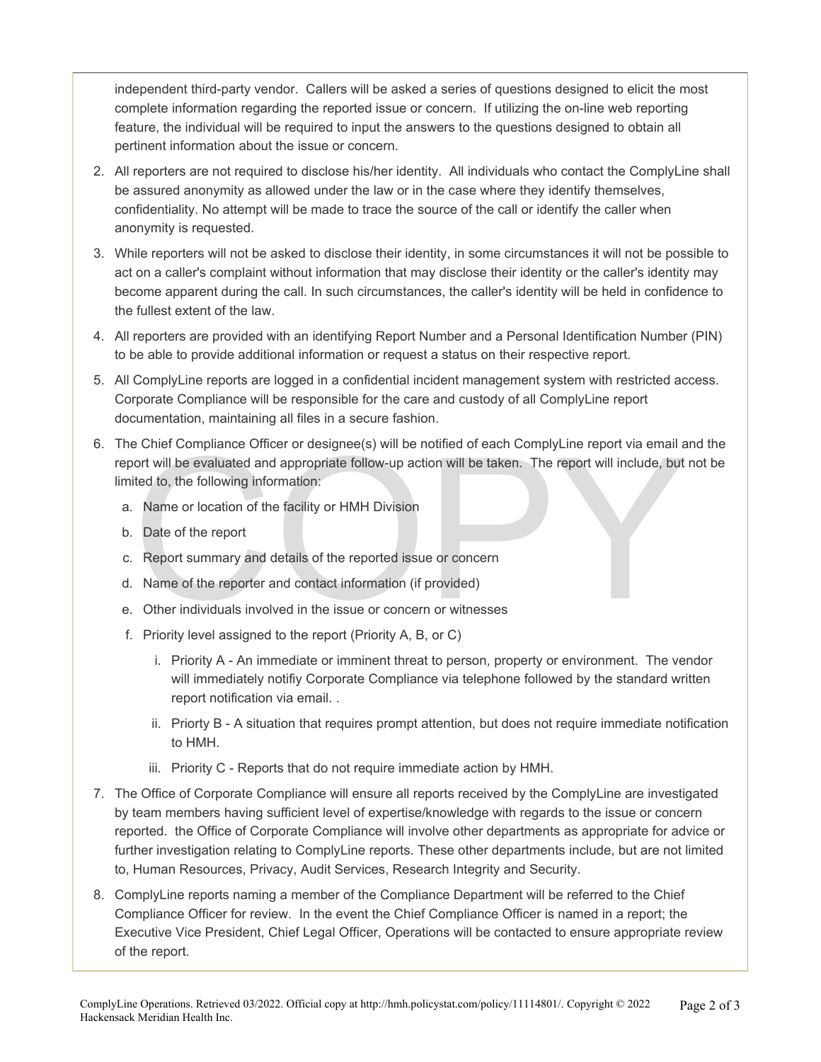independent third-party vendor. Callers will be asked a series of questions designed to elicit the most complete information regarding the reported issue or concern. If utilizing the on-line web reporting feature, the individual will be required to input the answers to the questions designed to obtain all pertinent information about the issue or concern.

2. All reporters are not required to disclose his/her identity. All individuals who contact the ComplyLine shall be assured anonymity as allowed under the law or in the case where they identify themselves, confidentiality. No attempt will be made to trace the source of the call or identify the caller when anonymity is requested.
3. While reporters will not be asked to disclose their identity, in some circumstances it will not be possible to act on a caller's complaint without information that may disclose their identity or the caller's identity may become apparent during the call. In such circumstances, the caller's identity will be held in confidence to the fullest extent of the law.
4. All reporters are provided with an identifying Report Number and a Personal Identification Number (PIN) to be able to provide additional information or request a status on their respective report.
5. All ComplyLine reports are logged in a confidential incident management system with restricted access. Corporate Compliance will be responsible for the care and custody of all ComplyLine report documentation, maintaining all files in a secure fashion.
6. The Chief Compliance Officer or designee(s) will be notified of each ComplyLine report via email and the report will be evaluated and appropriate follow-up action will be taken. The report will include, but not be limited to, the following information:
    a. Name or location of the facility or HMH Division
    b. Date of the report
    c. Report summary and details of the reported issue or concern
    d. Name of the reporter and contact information (if provided)
    e. Other individuals involved in the issue or concern or witnesses
    f. Priority level assigned to the report (Priority A, B, or C)
        i. Priority A - An immediate or imminent threat to person, property or environment. The vendor will immediately notifiy Corporate Compliance via telephone followed by the standard written report notification via email. .
        ii. Priorty B - A situation that requires prompt attention, but does not require immediate notification to HMH.
        iii. Priority C - Reports that do not require immediate action by HMH.
7. The Office of Corporate Compliance will ensure all reports received by the ComplyLine are investigated by team members having sufficient level of expertise/knowledge with regards to the issue or concern reported. the Office of Corporate Compliance will involve other departments as appropriate for advice or further investigation relating to ComplyLine reports. These other departments include, but are not limited to, Human Resources, Privacy, Audit Services, Research Integrity and Security.
8. ComplyLine reports naming a member of the Compliance Department will be referred to the Chief Compliance Officer for review. In the event the Chief Compliance Officer is named in a report; the Executive Vice President, Chief Legal Officer, Operations will be contacted to ensure appropriate review of the report.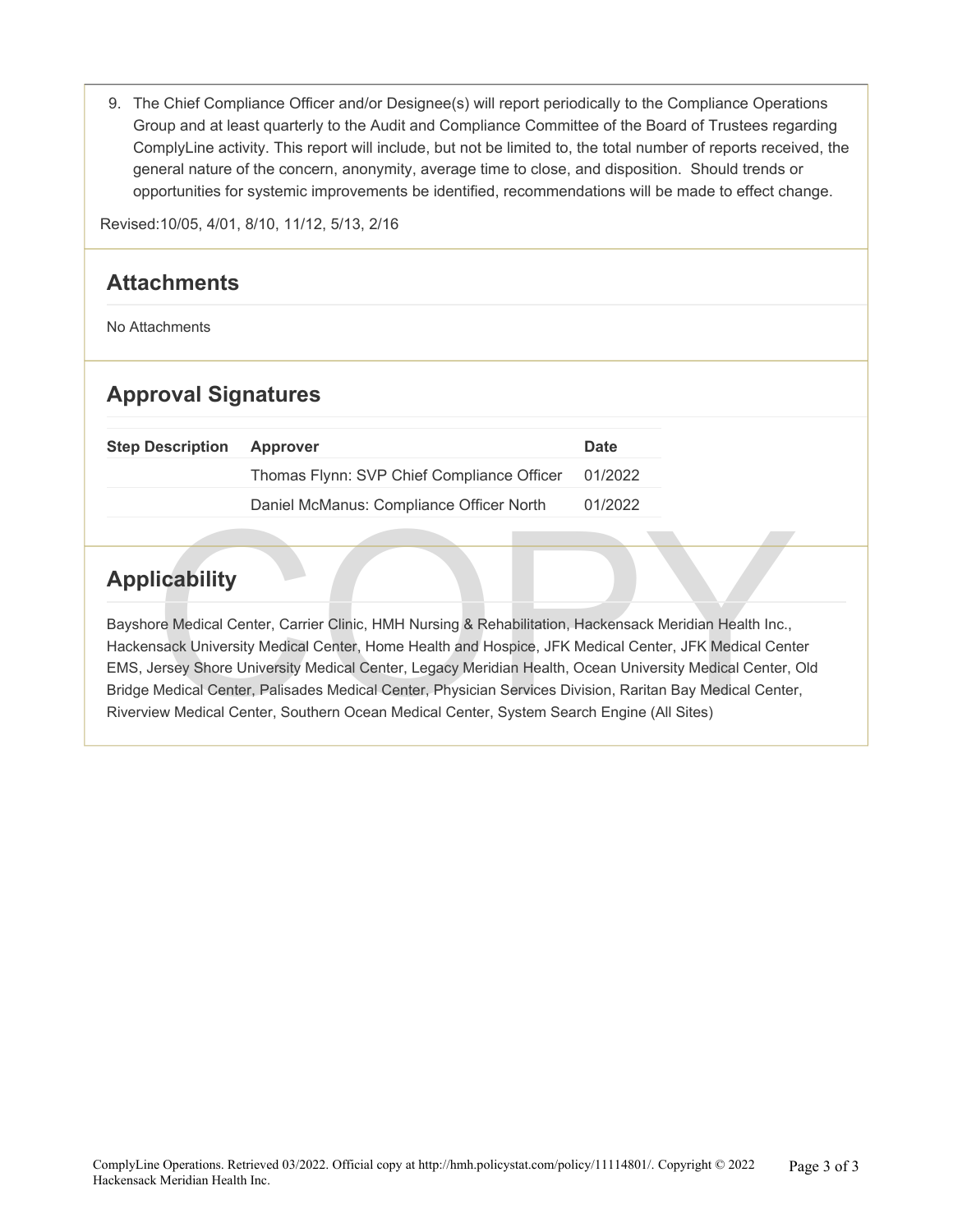9. The Chief Compliance Officer and/or Designee(s) will report periodically to the Compliance Operations Group and at least quarterly to the Audit and Compliance Committee of the Board of Trustees regarding ComplyLine activity. This report will include, but not be limited to, the total number of reports received, the general nature of the concern, anonymity, average time to close, and disposition. Should trends or opportunities for systemic improvements be identified, recommendations will be made to effect change.

Revised:10/05, 4/01, 8/10, 11/12, 5/13, 2/16

## Attachments

No Attachments

## Approval Signatures

| Step Description | Approver | Date |
| --- | --- | --- |
| | Thomas Flynn: SVP Chief Compliance Officer | 01/2022 |
| | Daniel McManus: Compliance Officer North | 01/2022 |

## Applicability

Bayshore Medical Center, Carrier Clinic, HMH Nursing & Rehabilitation, Hackensack Meridian Health Inc., Hackensack University Medical Center, Home Health and Hospice, JFK Medical Center, JFK Medical Center EMS, Jersey Shore University Medical Center, Legacy Meridian Health, Ocean University Medical Center, Old Bridge Medical Center, Palisades Medical Center, Physician Services Division, Raritan Bay Medical Center, Riverview Medical Center, Southern Ocean Medical Center, System Search Engine (All Sites)